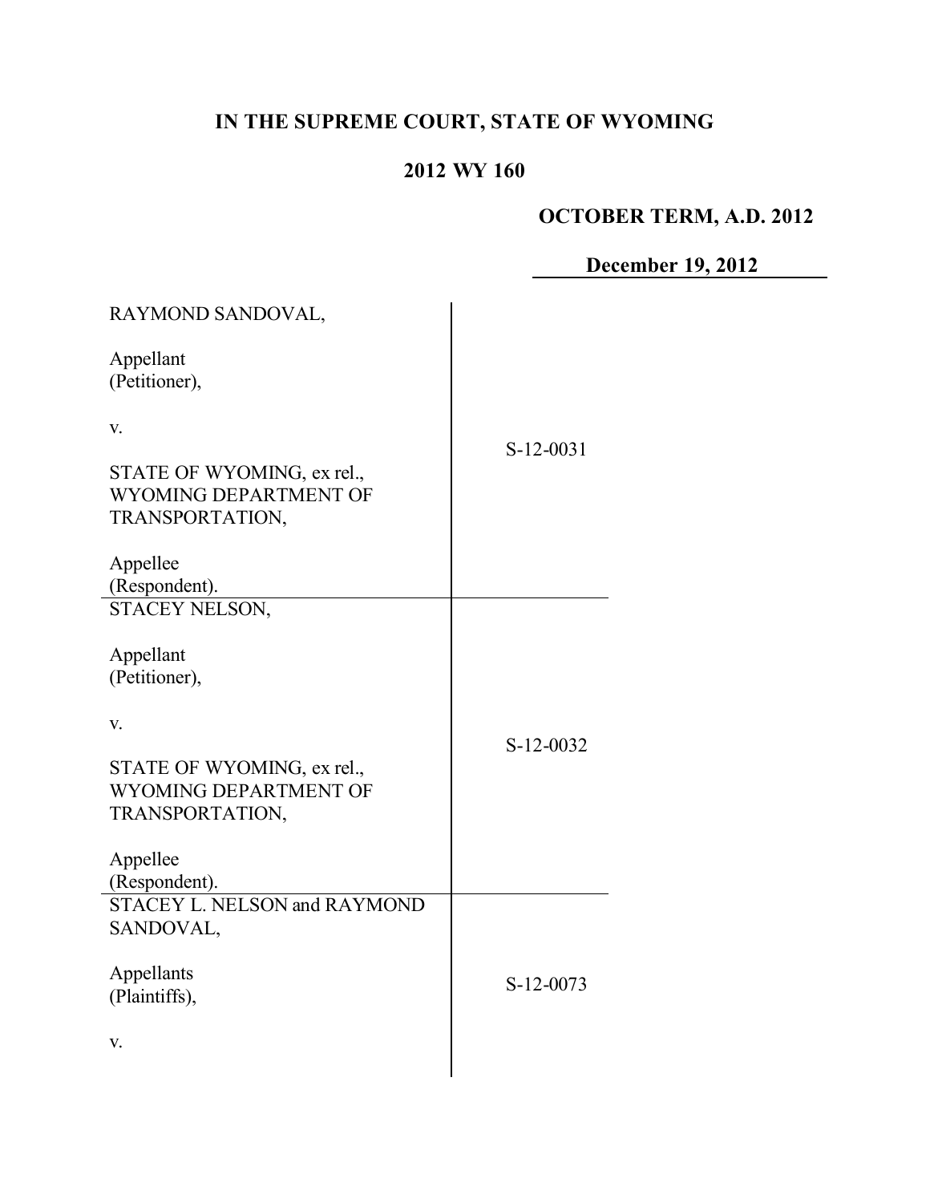# IN THE SUPREME COURT, STATE OF WYOMING

## 2012 WY 160

**OCTOBER TERM, A.D. 2012**

**December 19, 2012**

| | |
|---|---|
| RAYMOND SANDOVAL,<br><br>Appellant<br>(Petitioner),<br><br>v.<br><br>STATE OF WYOMING, ex rel., WYOMING DEPARTMENT OF TRANSPORTATION,<br><br>Appellee<br>(Respondent). | S-12-0031 |
| STACEY NELSON,<br><br>Appellant<br>(Petitioner),<br><br>v.<br><br>STATE OF WYOMING, ex rel., WYOMING DEPARTMENT OF TRANSPORTATION,<br><br>Appellee<br>(Respondent). | S-12-0032 |
| STACEY L. NELSON and RAYMOND SANDOVAL,<br><br>Appellants<br>(Plaintiffs),<br><br>v. | S-12-0073 |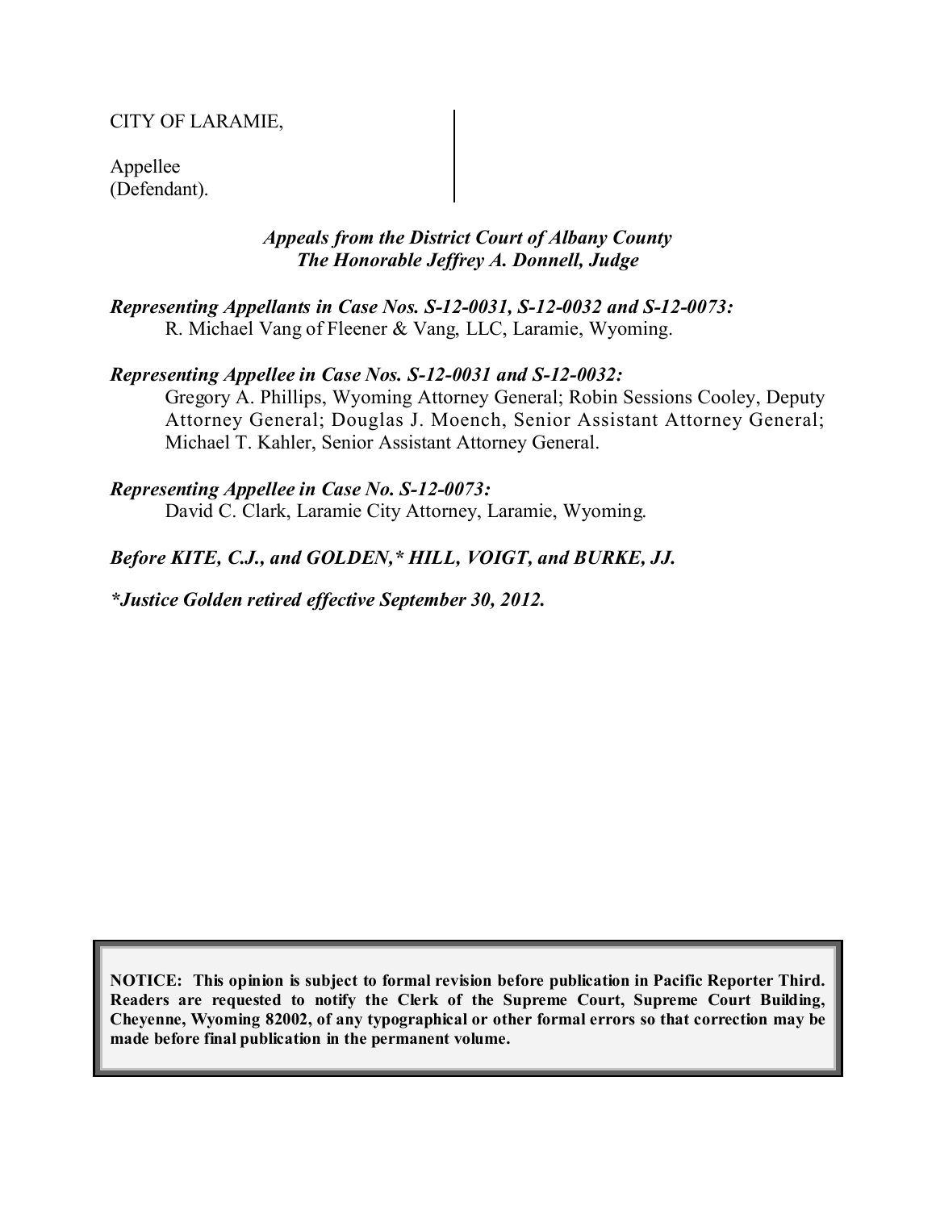CITY OF LARAMIE,

Appellee
(Defendant).

*Appeals from the District Court of Albany County*
*The Honorable Jeffrey A. Donnell, Judge*

***Representing Appellants in Case Nos. S-12-0031, S-12-0032 and S-12-0073:***
R. Michael Vang of Fleener & Vang, LLC, Laramie, Wyoming.

***Representing Appellee in Case Nos. S-12-0031 and S-12-0032:***
Gregory A. Phillips, Wyoming Attorney General; Robin Sessions Cooley, Deputy Attorney General; Douglas J. Moench, Senior Assistant Attorney General; Michael T. Kahler, Senior Assistant Attorney General.

***Representing Appellee in Case No. S-12-0073:***
David C. Clark, Laramie City Attorney, Laramie, Wyoming.

***Before KITE, C.J., and GOLDEN,\* HILL, VOIGT, and BURKE, JJ.***

***\*Justice Golden retired effective September 30, 2012.***

**NOTICE: This opinion is subject to formal revision before publication in Pacific Reporter Third. Readers are requested to notify the Clerk of the Supreme Court, Supreme Court Building, Cheyenne, Wyoming 82002, of any typographical or other formal errors so that correction may be made before final publication in the permanent volume.**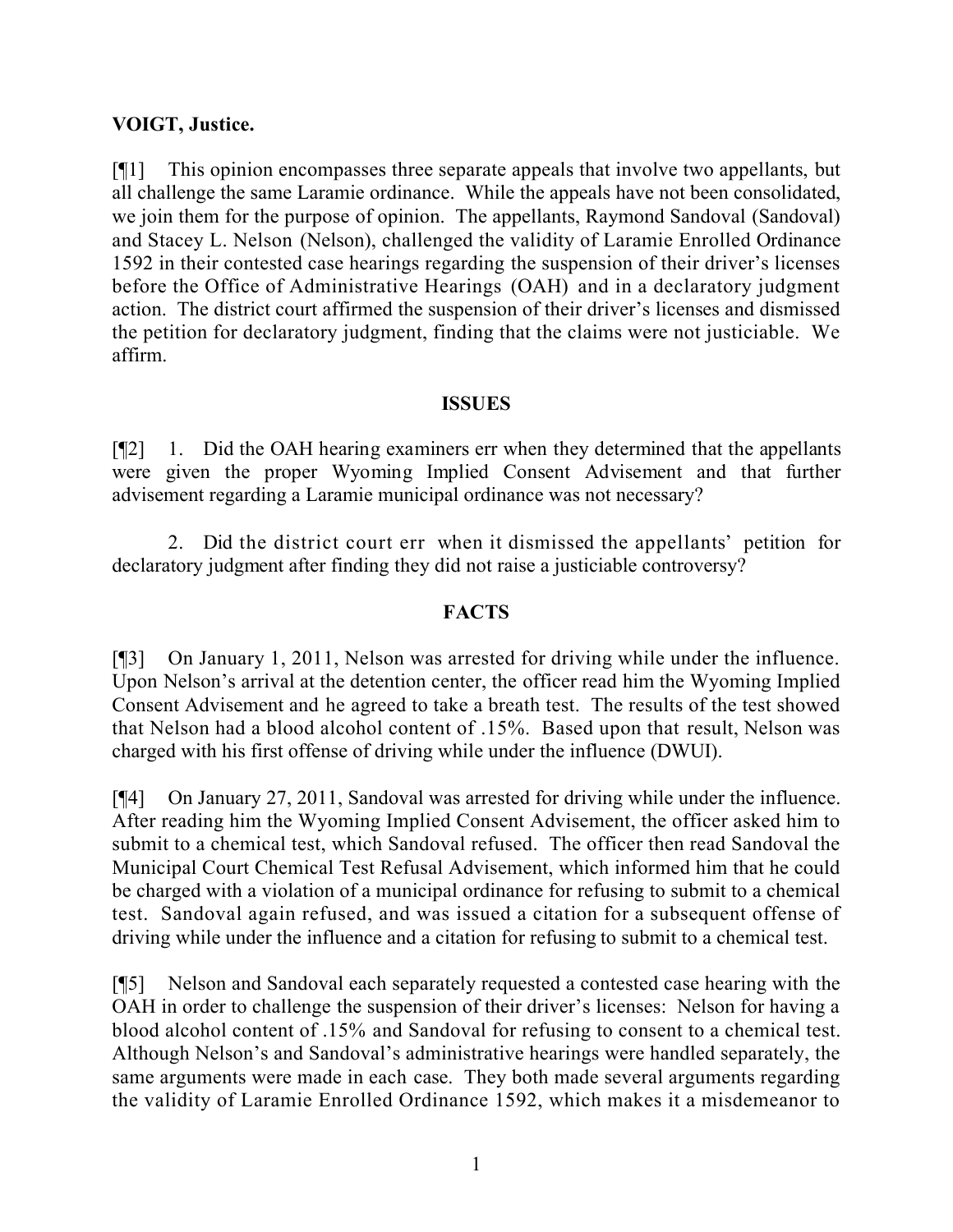**VOIGT, Justice.**

[¶1] This opinion encompasses three separate appeals that involve two appellants, but all challenge the same Laramie ordinance. While the appeals have not been consolidated, we join them for the purpose of opinion. The appellants, Raymond Sandoval (Sandoval) and Stacey L. Nelson (Nelson), challenged the validity of Laramie Enrolled Ordinance 1592 in their contested case hearings regarding the suspension of their driver's licenses before the Office of Administrative Hearings (OAH) and in a declaratory judgment action. The district court affirmed the suspension of their driver's licenses and dismissed the petition for declaratory judgment, finding that the claims were not justiciable. We affirm.

## ISSUES

[¶2] 1. Did the OAH hearing examiners err when they determined that the appellants were given the proper Wyoming Implied Consent Advisement and that further advisement regarding a Laramie municipal ordinance was not necessary?

2. Did the district court err when it dismissed the appellants' petition for declaratory judgment after finding they did not raise a justiciable controversy?

## FACTS

[¶3] On January 1, 2011, Nelson was arrested for driving while under the influence. Upon Nelson's arrival at the detention center, the officer read him the Wyoming Implied Consent Advisement and he agreed to take a breath test. The results of the test showed that Nelson had a blood alcohol content of .15%. Based upon that result, Nelson was charged with his first offense of driving while under the influence (DWUI).

[¶4] On January 27, 2011, Sandoval was arrested for driving while under the influence. After reading him the Wyoming Implied Consent Advisement, the officer asked him to submit to a chemical test, which Sandoval refused. The officer then read Sandoval the Municipal Court Chemical Test Refusal Advisement, which informed him that he could be charged with a violation of a municipal ordinance for refusing to submit to a chemical test. Sandoval again refused, and was issued a citation for a subsequent offense of driving while under the influence and a citation for refusing to submit to a chemical test.

[¶5] Nelson and Sandoval each separately requested a contested case hearing with the OAH in order to challenge the suspension of their driver's licenses: Nelson for having a blood alcohol content of .15% and Sandoval for refusing to consent to a chemical test. Although Nelson's and Sandoval's administrative hearings were handled separately, the same arguments were made in each case. They both made several arguments regarding the validity of Laramie Enrolled Ordinance 1592, which makes it a misdemeanor to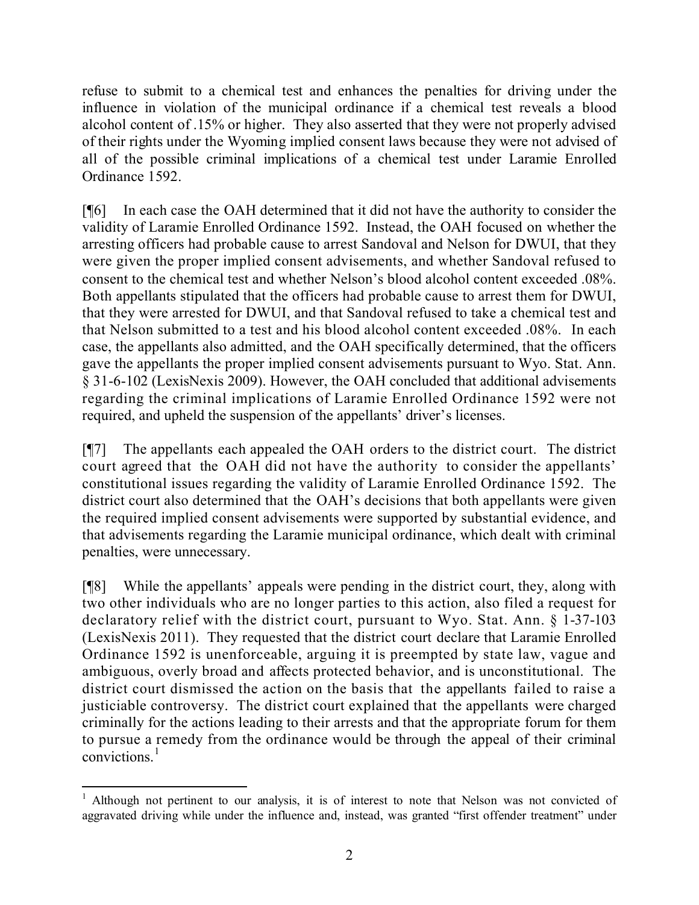refuse to submit to a chemical test and enhances the penalties for driving under the influence in violation of the municipal ordinance if a chemical test reveals a blood alcohol content of .15% or higher. They also asserted that they were not properly advised of their rights under the Wyoming implied consent laws because they were not advised of all of the possible criminal implications of a chemical test under Laramie Enrolled Ordinance 1592.

[¶6] In each case the OAH determined that it did not have the authority to consider the validity of Laramie Enrolled Ordinance 1592. Instead, the OAH focused on whether the arresting officers had probable cause to arrest Sandoval and Nelson for DWUI, that they were given the proper implied consent advisements, and whether Sandoval refused to consent to the chemical test and whether Nelson's blood alcohol content exceeded .08%. Both appellants stipulated that the officers had probable cause to arrest them for DWUI, that they were arrested for DWUI, and that Sandoval refused to take a chemical test and that Nelson submitted to a test and his blood alcohol content exceeded .08%. In each case, the appellants also admitted, and the OAH specifically determined, that the officers gave the appellants the proper implied consent advisements pursuant to Wyo. Stat. Ann. § 31-6-102 (LexisNexis 2009). However, the OAH concluded that additional advisements regarding the criminal implications of Laramie Enrolled Ordinance 1592 were not required, and upheld the suspension of the appellants' driver's licenses.

[¶7] The appellants each appealed the OAH orders to the district court. The district court agreed that the OAH did not have the authority to consider the appellants' constitutional issues regarding the validity of Laramie Enrolled Ordinance 1592. The district court also determined that the OAH's decisions that both appellants were given the required implied consent advisements were supported by substantial evidence, and that advisements regarding the Laramie municipal ordinance, which dealt with criminal penalties, were unnecessary.

[¶8] While the appellants' appeals were pending in the district court, they, along with two other individuals who are no longer parties to this action, also filed a request for declaratory relief with the district court, pursuant to Wyo. Stat. Ann. § 1-37-103 (LexisNexis 2011). They requested that the district court declare that Laramie Enrolled Ordinance 1592 is unenforceable, arguing it is preempted by state law, vague and ambiguous, overly broad and affects protected behavior, and is unconstitutional. The district court dismissed the action on the basis that the appellants failed to raise a justiciable controversy. The district court explained that the appellants were charged criminally for the actions leading to their arrests and that the appropriate forum for them to pursue a remedy from the ordinance would be through the appeal of their criminal convictions.[1]

---

[1] Although not pertinent to our analysis, it is of interest to note that Nelson was not convicted of aggravated driving while under the influence and, instead, was granted "first offender treatment" under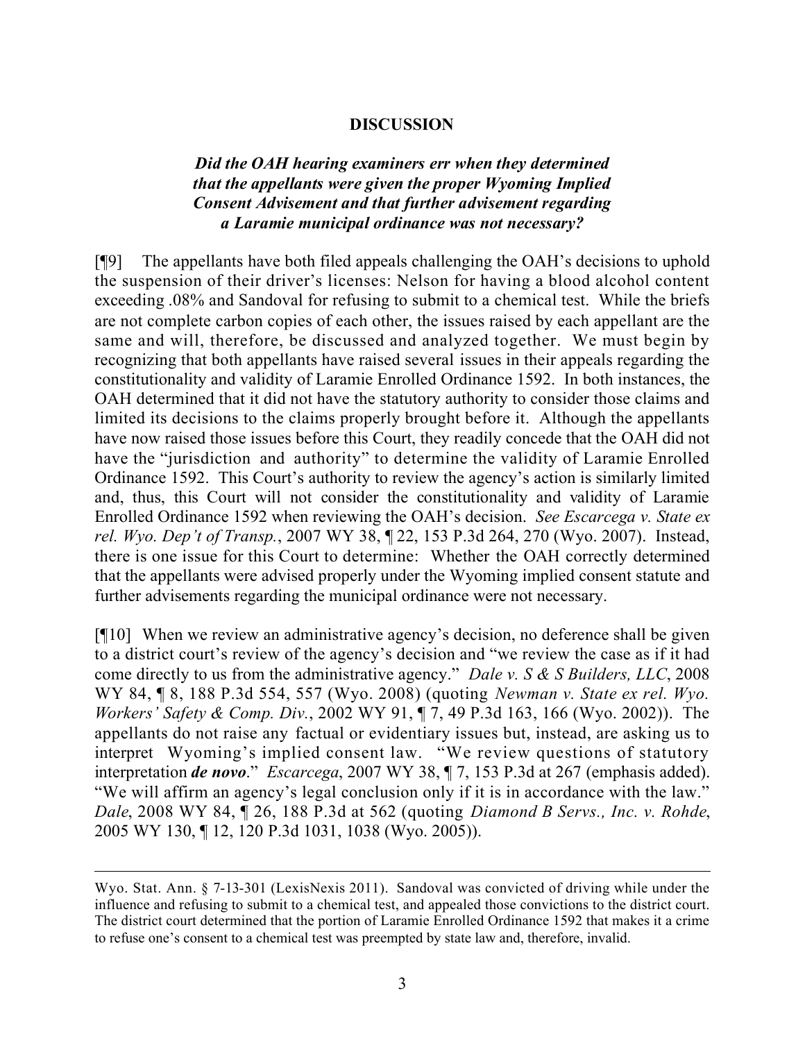## DISCUSSION

***Did the OAH hearing examiners err when they determined that the appellants were given the proper Wyoming Implied Consent Advisement and that further advisement regarding a Laramie municipal ordinance was not necessary?***

[¶9] The appellants have both filed appeals challenging the OAH's decisions to uphold the suspension of their driver's licenses: Nelson for having a blood alcohol content exceeding .08% and Sandoval for refusing to submit to a chemical test. While the briefs are not complete carbon copies of each other, the issues raised by each appellant are the same and will, therefore, be discussed and analyzed together. We must begin by recognizing that both appellants have raised several issues in their appeals regarding the constitutionality and validity of Laramie Enrolled Ordinance 1592. In both instances, the OAH determined that it did not have the statutory authority to consider those claims and limited its decisions to the claims properly brought before it. Although the appellants have now raised those issues before this Court, they readily concede that the OAH did not have the "jurisdiction and authority" to determine the validity of Laramie Enrolled Ordinance 1592. This Court's authority to review the agency's action is similarly limited and, thus, this Court will not consider the constitutionality and validity of Laramie Enrolled Ordinance 1592 when reviewing the OAH's decision. *See Escarcega v. State ex rel. Wyo. Dep't of Transp.*, 2007 WY 38, ¶ 22, 153 P.3d 264, 270 (Wyo. 2007). Instead, there is one issue for this Court to determine: Whether the OAH correctly determined that the appellants were advised properly under the Wyoming implied consent statute and further advisements regarding the municipal ordinance were not necessary.

[¶10] When we review an administrative agency's decision, no deference shall be given to a district court's review of the agency's decision and "we review the case as if it had come directly to us from the administrative agency." *Dale v. S & S Builders, LLC*, 2008 WY 84, ¶ 8, 188 P.3d 554, 557 (Wyo. 2008) (quoting *Newman v. State ex rel. Wyo. Workers' Safety & Comp. Div.*, 2002 WY 91, ¶ 7, 49 P.3d 163, 166 (Wyo. 2002)). The appellants do not raise any factual or evidentiary issues but, instead, are asking us to interpret Wyoming's implied consent law. "We review questions of statutory interpretation ***de novo***." *Escarcega*, 2007 WY 38, ¶ 7, 153 P.3d at 267 (emphasis added). "We will affirm an agency's legal conclusion only if it is in accordance with the law." *Dale*, 2008 WY 84, ¶ 26, 188 P.3d at 562 (quoting *Diamond B Servs., Inc. v. Rohde*, 2005 WY 130, ¶ 12, 120 P.3d 1031, 1038 (Wyo. 2005)).

---

Wyo. Stat. Ann. § 7-13-301 (LexisNexis 2011). Sandoval was convicted of driving while under the influence and refusing to submit to a chemical test, and appealed those convictions to the district court. The district court determined that the portion of Laramie Enrolled Ordinance 1592 that makes it a crime to refuse one's consent to a chemical test was preempted by state law and, therefore, invalid.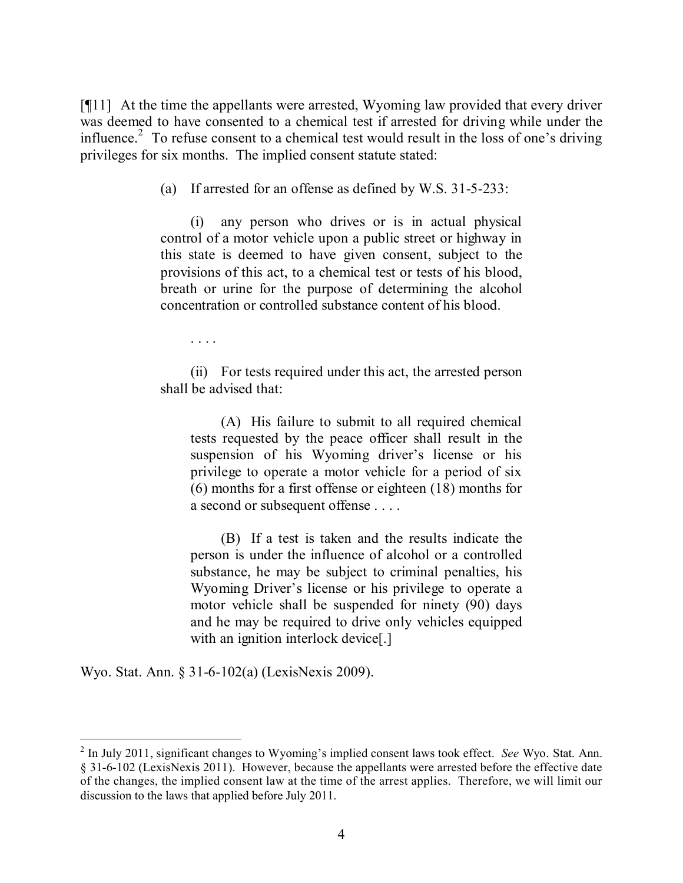[¶11] At the time the appellants were arrested, Wyoming law provided that every driver was deemed to have consented to a chemical test if arrested for driving while under the influence.[2] To refuse consent to a chemical test would result in the loss of one's driving privileges for six months. The implied consent statute stated:

> (a) If arrested for an offense as defined by W.S. 31-5-233:
>
> (i) any person who drives or is in actual physical control of a motor vehicle upon a public street or highway in this state is deemed to have given consent, subject to the provisions of this act, to a chemical test or tests of his blood, breath or urine for the purpose of determining the alcohol concentration or controlled substance content of his blood.
>
> . . . .
>
> (ii) For tests required under this act, the arrested person shall be advised that:
>
> > (A) His failure to submit to all required chemical tests requested by the peace officer shall result in the suspension of his Wyoming driver's license or his privilege to operate a motor vehicle for a period of six (6) months for a first offense or eighteen (18) months for a second or subsequent offense . . . .
> >
> > (B) If a test is taken and the results indicate the person is under the influence of alcohol or a controlled substance, he may be subject to criminal penalties, his Wyoming Driver's license or his privilege to operate a motor vehicle shall be suspended for ninety (90) days and he may be required to drive only vehicles equipped with an ignition interlock device[.]

Wyo. Stat. Ann. § 31-6-102(a) (LexisNexis 2009).

---

[2] In July 2011, significant changes to Wyoming's implied consent laws took effect. *See* Wyo. Stat. Ann. § 31-6-102 (LexisNexis 2011). However, because the appellants were arrested before the effective date of the changes, the implied consent law at the time of the arrest applies. Therefore, we will limit our discussion to the laws that applied before July 2011.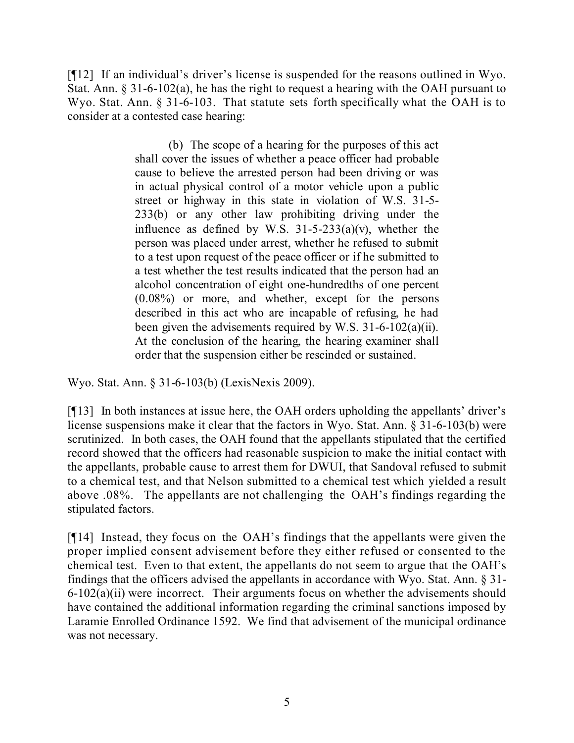[¶12] If an individual's driver's license is suspended for the reasons outlined in Wyo. Stat. Ann. § 31-6-102(a), he has the right to request a hearing with the OAH pursuant to Wyo. Stat. Ann. § 31-6-103. That statute sets forth specifically what the OAH is to consider at a contested case hearing:

> (b) The scope of a hearing for the purposes of this act shall cover the issues of whether a peace officer had probable cause to believe the arrested person had been driving or was in actual physical control of a motor vehicle upon a public street or highway in this state in violation of W.S. 31-5-233(b) or any other law prohibiting driving under the influence as defined by W.S. 31-5-233(a)(v), whether the person was placed under arrest, whether he refused to submit to a test upon request of the peace officer or if he submitted to a test whether the test results indicated that the person had an alcohol concentration of eight one-hundredths of one percent (0.08%) or more, and whether, except for the persons described in this act who are incapable of refusing, he had been given the advisements required by W.S. 31-6-102(a)(ii). At the conclusion of the hearing, the hearing examiner shall order that the suspension either be rescinded or sustained.

Wyo. Stat. Ann. § 31-6-103(b) (LexisNexis 2009).

[¶13] In both instances at issue here, the OAH orders upholding the appellants' driver's license suspensions make it clear that the factors in Wyo. Stat. Ann. § 31-6-103(b) were scrutinized. In both cases, the OAH found that the appellants stipulated that the certified record showed that the officers had reasonable suspicion to make the initial contact with the appellants, probable cause to arrest them for DWUI, that Sandoval refused to submit to a chemical test, and that Nelson submitted to a chemical test which yielded a result above .08%. The appellants are not challenging the OAH's findings regarding the stipulated factors.

[¶14] Instead, they focus on the OAH's findings that the appellants were given the proper implied consent advisement before they either refused or consented to the chemical test. Even to that extent, the appellants do not seem to argue that the OAH's findings that the officers advised the appellants in accordance with Wyo. Stat. Ann. § 31-6-102(a)(ii) were incorrect. Their arguments focus on whether the advisements should have contained the additional information regarding the criminal sanctions imposed by Laramie Enrolled Ordinance 1592. We find that advisement of the municipal ordinance was not necessary.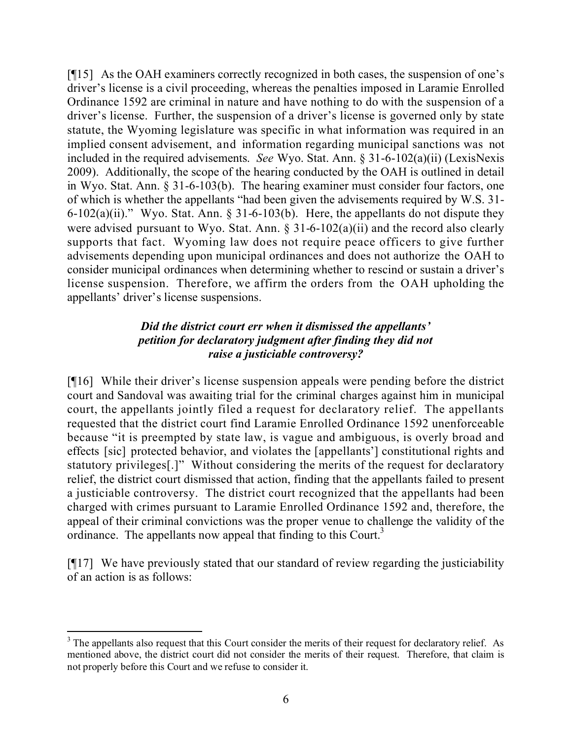[¶15] As the OAH examiners correctly recognized in both cases, the suspension of one's driver's license is a civil proceeding, whereas the penalties imposed in Laramie Enrolled Ordinance 1592 are criminal in nature and have nothing to do with the suspension of a driver's license. Further, the suspension of a driver's license is governed only by state statute, the Wyoming legislature was specific in what information was required in an implied consent advisement, and information regarding municipal sanctions was not included in the required advisements. *See* Wyo. Stat. Ann. § 31-6-102(a)(ii) (LexisNexis 2009). Additionally, the scope of the hearing conducted by the OAH is outlined in detail in Wyo. Stat. Ann. § 31-6-103(b). The hearing examiner must consider four factors, one of which is whether the appellants "had been given the advisements required by W.S. 31-6-102(a)(ii)." Wyo. Stat. Ann. § 31-6-103(b). Here, the appellants do not dispute they were advised pursuant to Wyo. Stat. Ann. § 31-6-102(a)(ii) and the record also clearly supports that fact. Wyoming law does not require peace officers to give further advisements depending upon municipal ordinances and does not authorize the OAH to consider municipal ordinances when determining whether to rescind or sustain a driver's license suspension. Therefore, we affirm the orders from the OAH upholding the appellants' driver's license suspensions.

***Did the district court err when it dismissed the appellants' petition for declaratory judgment after finding they did not raise a justiciable controversy?***

[¶16] While their driver's license suspension appeals were pending before the district court and Sandoval was awaiting trial for the criminal charges against him in municipal court, the appellants jointly filed a request for declaratory relief. The appellants requested that the district court find Laramie Enrolled Ordinance 1592 unenforceable because "it is preempted by state law, is vague and ambiguous, is overly broad and effects [sic] protected behavior, and violates the [appellants'] constitutional rights and statutory privileges[.]" Without considering the merits of the request for declaratory relief, the district court dismissed that action, finding that the appellants failed to present a justiciable controversy. The district court recognized that the appellants had been charged with crimes pursuant to Laramie Enrolled Ordinance 1592 and, therefore, the appeal of their criminal convictions was the proper venue to challenge the validity of the ordinance. The appellants now appeal that finding to this Court.[3]

[¶17] We have previously stated that our standard of review regarding the justiciability of an action is as follows:

[3] The appellants also request that this Court consider the merits of their request for declaratory relief. As mentioned above, the district court did not consider the merits of their request. Therefore, that claim is not properly before this Court and we refuse to consider it.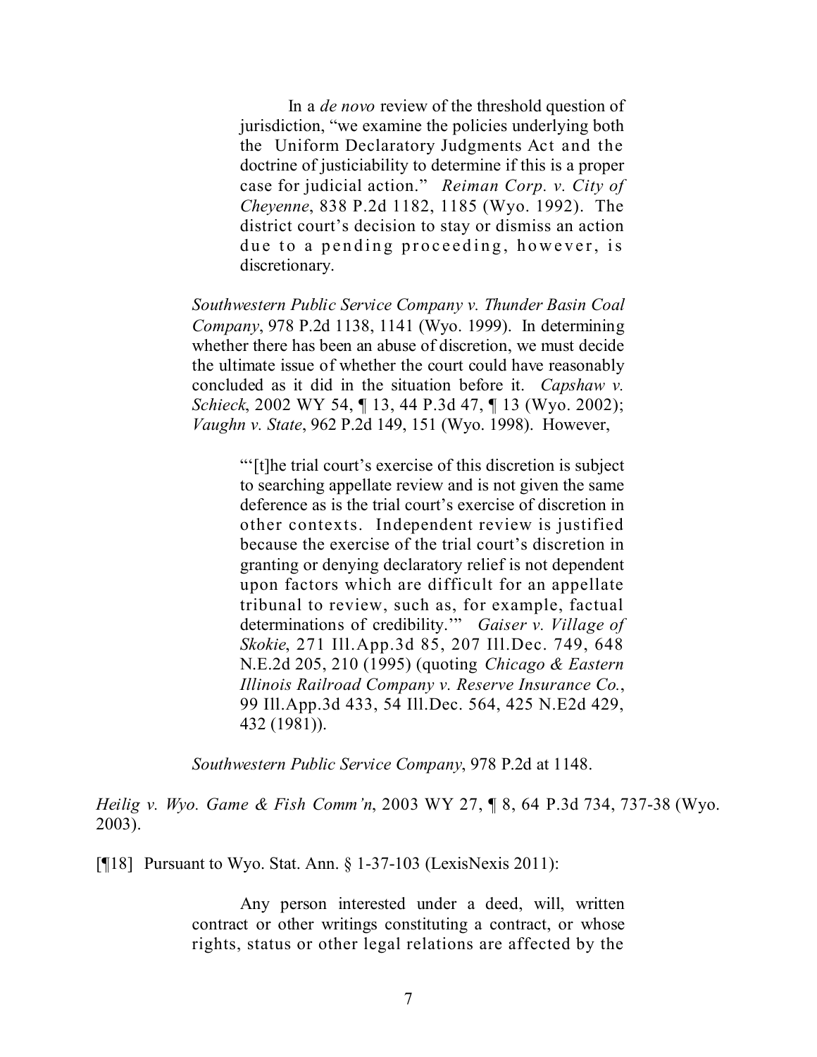> In a *de novo* review of the threshold question of jurisdiction, "we examine the policies underlying both the Uniform Declaratory Judgments Act and the doctrine of justiciability to determine if this is a proper case for judicial action." *Reiman Corp. v. City of Cheyenne*, 838 P.2d 1182, 1185 (Wyo. 1992). The district court's decision to stay or dismiss an action due to a pending proceeding, however, is discretionary.

*Southwestern Public Service Company v. Thunder Basin Coal Company*, 978 P.2d 1138, 1141 (Wyo. 1999). In determining whether there has been an abuse of discretion, we must decide the ultimate issue of whether the court could have reasonably concluded as it did in the situation before it. *Capshaw v. Schieck*, 2002 WY 54, ¶ 13, 44 P.3d 47, ¶ 13 (Wyo. 2002); *Vaughn v. State*, 962 P.2d 149, 151 (Wyo. 1998). However,

> "'[t]he trial court's exercise of this discretion is subject to searching appellate review and is not given the same deference as is the trial court's exercise of discretion in other contexts. Independent review is justified because the exercise of the trial court's discretion in granting or denying declaratory relief is not dependent upon factors which are difficult for an appellate tribunal to review, such as, for example, factual determinations of credibility.'" *Gaiser v. Village of Skokie*, 271 Ill.App.3d 85, 207 Ill.Dec. 749, 648 N.E.2d 205, 210 (1995) (quoting *Chicago & Eastern Illinois Railroad Company v. Reserve Insurance Co.*, 99 Ill.App.3d 433, 54 Ill.Dec. 564, 425 N.E2d 429, 432 (1981)).

*Southwestern Public Service Company*, 978 P.2d at 1148.

*Heilig v. Wyo. Game & Fish Comm'n*, 2003 WY 27, ¶ 8, 64 P.3d 734, 737-38 (Wyo. 2003).

[¶18] Pursuant to Wyo. Stat. Ann. § 1-37-103 (LexisNexis 2011):

> Any person interested under a deed, will, written contract or other writings constituting a contract, or whose rights, status or other legal relations are affected by the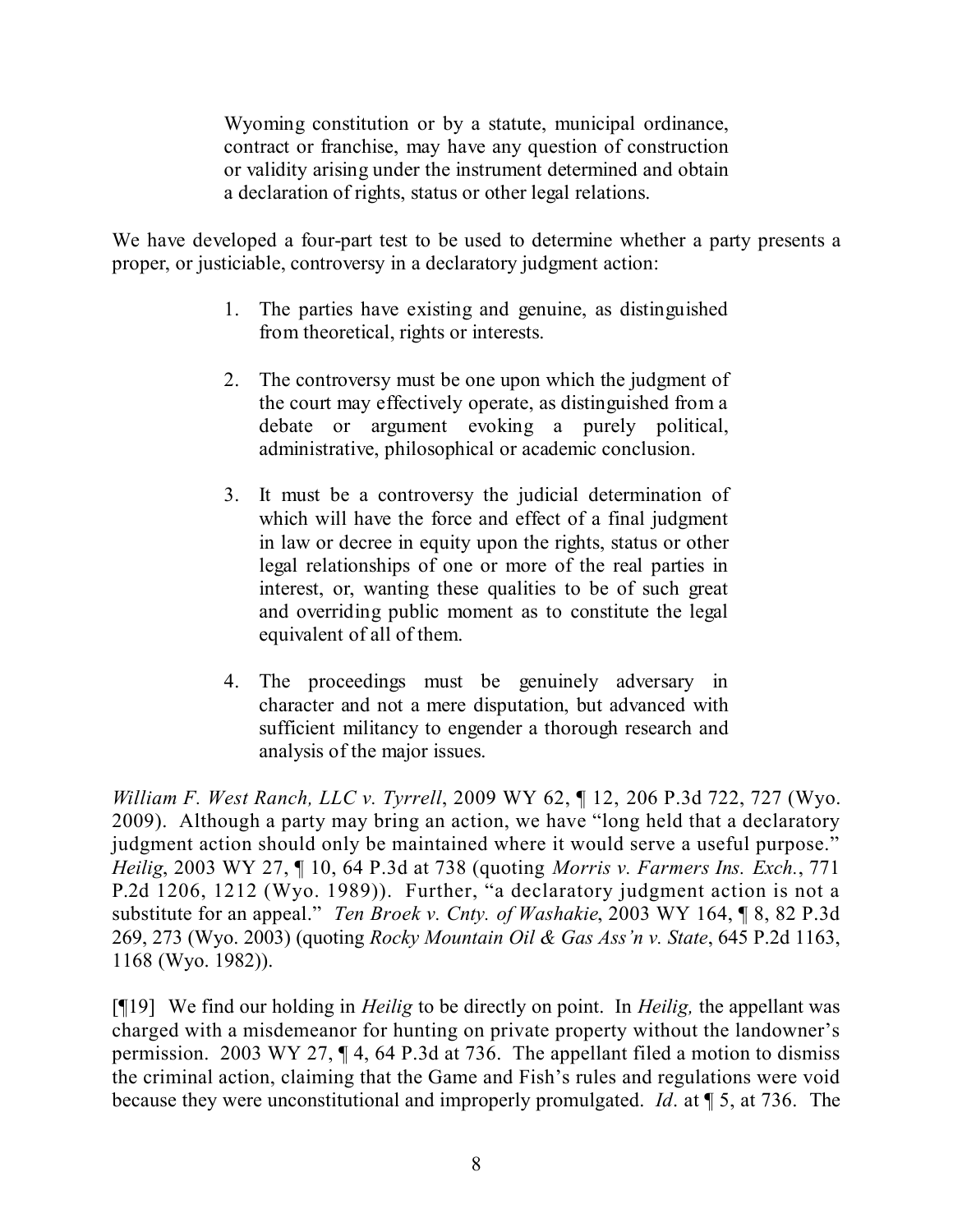> Wyoming constitution or by a statute, municipal ordinance, contract or franchise, may have any question of construction or validity arising under the instrument determined and obtain a declaration of rights, status or other legal relations.

We have developed a four-part test to be used to determine whether a party presents a proper, or justiciable, controversy in a declaratory judgment action:

> 1. The parties have existing and genuine, as distinguished from theoretical, rights or interests.
>
> 2. The controversy must be one upon which the judgment of the court may effectively operate, as distinguished from a debate or argument evoking a purely political, administrative, philosophical or academic conclusion.
>
> 3. It must be a controversy the judicial determination of which will have the force and effect of a final judgment in law or decree in equity upon the rights, status or other legal relationships of one or more of the real parties in interest, or, wanting these qualities to be of such great and overriding public moment as to constitute the legal equivalent of all of them.
>
> 4. The proceedings must be genuinely adversary in character and not a mere disputation, but advanced with sufficient militancy to engender a thorough research and analysis of the major issues.

*William F. West Ranch, LLC v. Tyrrell*, 2009 WY 62, ¶ 12, 206 P.3d 722, 727 (Wyo. 2009). Although a party may bring an action, we have "long held that a declaratory judgment action should only be maintained where it would serve a useful purpose." *Heilig*, 2003 WY 27, ¶ 10, 64 P.3d at 738 (quoting *Morris v. Farmers Ins. Exch.*, 771 P.2d 1206, 1212 (Wyo. 1989)). Further, "a declaratory judgment action is not a substitute for an appeal." *Ten Broek v. Cnty. of Washakie*, 2003 WY 164, ¶ 8, 82 P.3d 269, 273 (Wyo. 2003) (quoting *Rocky Mountain Oil & Gas Ass'n v. State*, 645 P.2d 1163, 1168 (Wyo. 1982)).

[¶19] We find our holding in *Heilig* to be directly on point. In *Heilig,* the appellant was charged with a misdemeanor for hunting on private property without the landowner's permission. 2003 WY 27, ¶ 4, 64 P.3d at 736. The appellant filed a motion to dismiss the criminal action, claiming that the Game and Fish's rules and regulations were void because they were unconstitutional and improperly promulgated. *Id*. at ¶ 5, at 736. The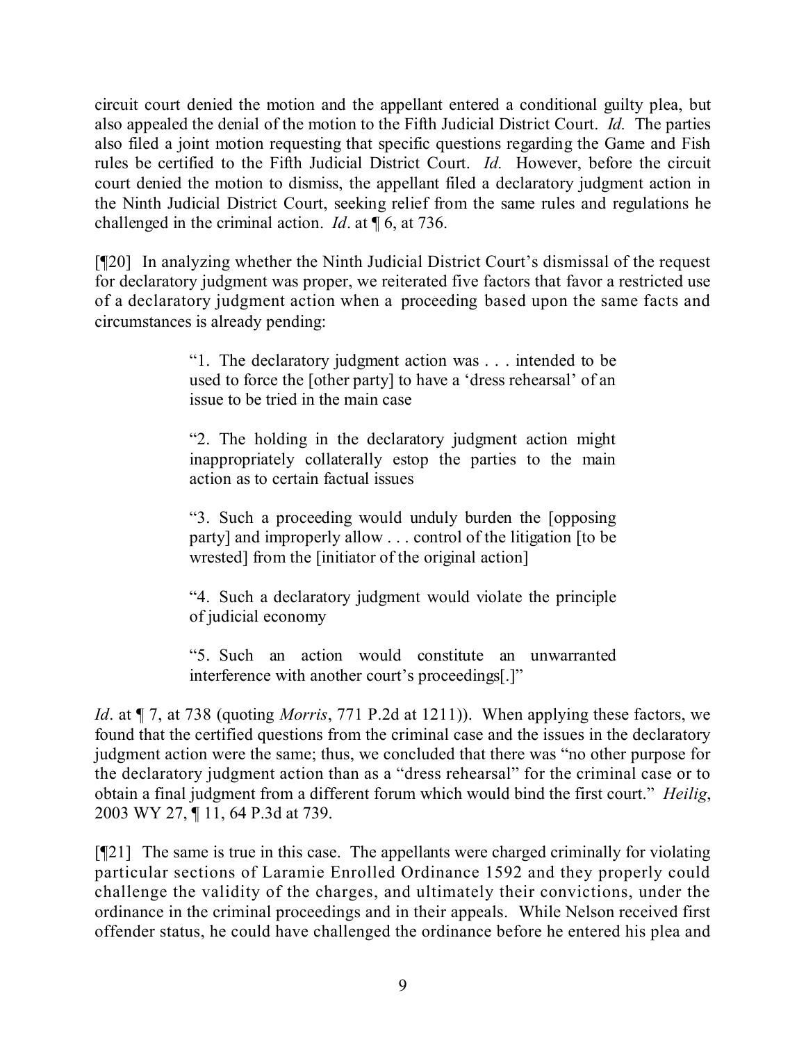circuit court denied the motion and the appellant entered a conditional guilty plea, but also appealed the denial of the motion to the Fifth Judicial District Court. *Id.* The parties also filed a joint motion requesting that specific questions regarding the Game and Fish rules be certified to the Fifth Judicial District Court. *Id.* However, before the circuit court denied the motion to dismiss, the appellant filed a declaratory judgment action in the Ninth Judicial District Court, seeking relief from the same rules and regulations he challenged in the criminal action. *Id*. at ¶ 6, at 736.

[¶20] In analyzing whether the Ninth Judicial District Court's dismissal of the request for declaratory judgment was proper, we reiterated five factors that favor a restricted use of a declaratory judgment action when a proceeding based upon the same facts and circumstances is already pending:

> "1. The declaratory judgment action was . . . intended to be used to force the [other party] to have a 'dress rehearsal' of an issue to be tried in the main case
>
> "2. The holding in the declaratory judgment action might inappropriately collaterally estop the parties to the main action as to certain factual issues
>
> "3. Such a proceeding would unduly burden the [opposing party] and improperly allow . . . control of the litigation [to be wrested] from the [initiator of the original action]
>
> "4. Such a declaratory judgment would violate the principle of judicial economy
>
> "5. Such an action would constitute an unwarranted interference with another court's proceedings[.]"

*Id*. at ¶ 7, at 738 (quoting *Morris*, 771 P.2d at 1211)). When applying these factors, we found that the certified questions from the criminal case and the issues in the declaratory judgment action were the same; thus, we concluded that there was "no other purpose for the declaratory judgment action than as a "dress rehearsal" for the criminal case or to obtain a final judgment from a different forum which would bind the first court." *Heilig*, 2003 WY 27, ¶ 11, 64 P.3d at 739.

[¶21] The same is true in this case. The appellants were charged criminally for violating particular sections of Laramie Enrolled Ordinance 1592 and they properly could challenge the validity of the charges, and ultimately their convictions, under the ordinance in the criminal proceedings and in their appeals. While Nelson received first offender status, he could have challenged the ordinance before he entered his plea and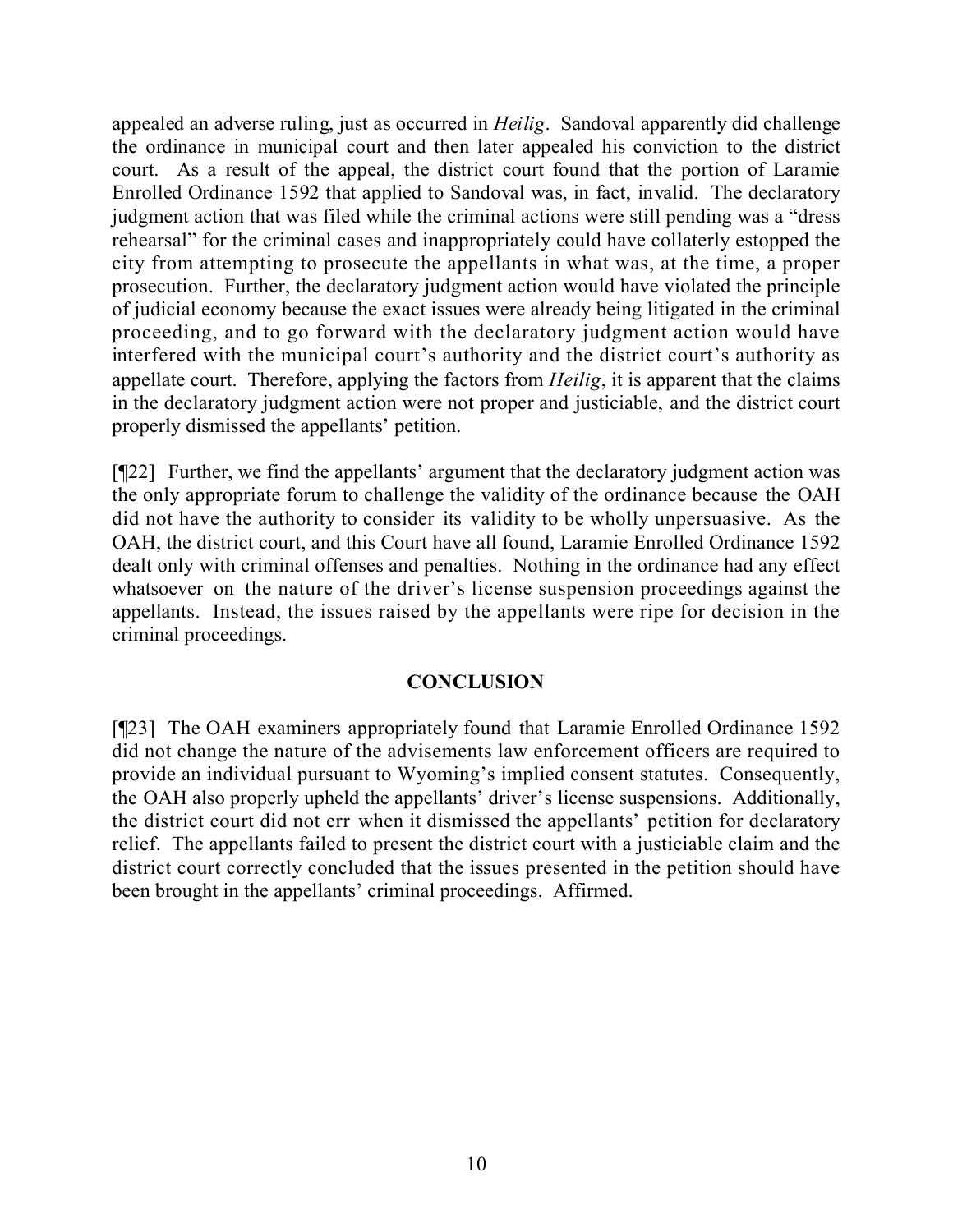appealed an adverse ruling, just as occurred in *Heilig*. Sandoval apparently did challenge the ordinance in municipal court and then later appealed his conviction to the district court. As a result of the appeal, the district court found that the portion of Laramie Enrolled Ordinance 1592 that applied to Sandoval was, in fact, invalid. The declaratory judgment action that was filed while the criminal actions were still pending was a "dress rehearsal" for the criminal cases and inappropriately could have collaterely estopped the city from attempting to prosecute the appellants in what was, at the time, a proper prosecution. Further, the declaratory judgment action would have violated the principle of judicial economy because the exact issues were already being litigated in the criminal proceeding, and to go forward with the declaratory judgment action would have interfered with the municipal court's authority and the district court's authority as appellate court. Therefore, applying the factors from *Heilig*, it is apparent that the claims in the declaratory judgment action were not proper and justiciable, and the district court properly dismissed the appellants' petition.

[¶22] Further, we find the appellants' argument that the declaratory judgment action was the only appropriate forum to challenge the validity of the ordinance because the OAH did not have the authority to consider its validity to be wholly unpersuasive. As the OAH, the district court, and this Court have all found, Laramie Enrolled Ordinance 1592 dealt only with criminal offenses and penalties. Nothing in the ordinance had any effect whatsoever on the nature of the driver's license suspension proceedings against the appellants. Instead, the issues raised by the appellants were ripe for decision in the criminal proceedings.

## CONCLUSION

[¶23] The OAH examiners appropriately found that Laramie Enrolled Ordinance 1592 did not change the nature of the advisements law enforcement officers are required to provide an individual pursuant to Wyoming's implied consent statutes. Consequently, the OAH also properly upheld the appellants' driver's license suspensions. Additionally, the district court did not err when it dismissed the appellants' petition for declaratory relief. The appellants failed to present the district court with a justiciable claim and the district court correctly concluded that the issues presented in the petition should have been brought in the appellants' criminal proceedings. Affirmed.